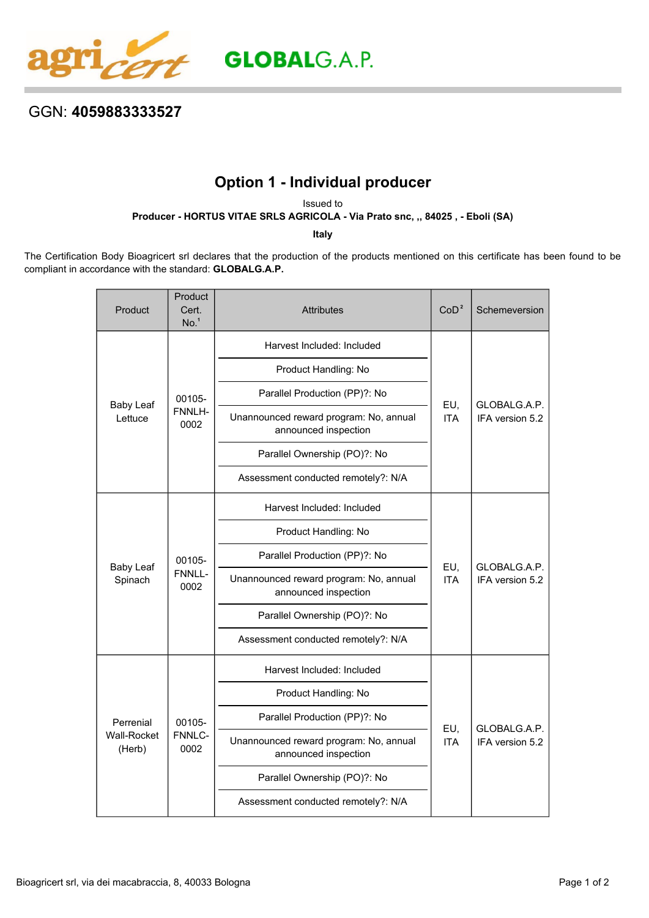agricert GLOBALG.A.P.

GGN: **4059883333527**

## Option 1 - Individual producer

Issued to

**Producer - HORTUS VITAE SRLS AGRICOLA - Via Prato snc, ,, 84025 , - Eboli (SA)**

**Italy**

The Certification Body Bioagricert srl declares that the production of the products mentioned on this certificate has been found to be compliant in accordance with the standard: **GLOBALG.A.P.**

| Product | Product Cert. No.[1] | Attributes | CoD[2] | Schemeversion |
|---|---|---|---|---|
| Baby Leaf Lettuce | 00105-FNNLH-0002 | Harvest Included: Included<br>Product Handling: No<br>Parallel Production (PP)?: No<br>Unannounced reward program: No, annual announced inspection<br>Parallel Ownership (PO)?: No<br>Assessment conducted remotely?: N/A | EU, ITA | GLOBALG.A.P. IFA version 5.2 |
| Baby Leaf Spinach | 00105-FNNLL-0002 | Harvest Included: Included<br>Product Handling: No<br>Parallel Production (PP)?: No<br>Unannounced reward program: No, annual announced inspection<br>Parallel Ownership (PO)?: No<br>Assessment conducted remotely?: N/A | EU, ITA | GLOBALG.A.P. IFA version 5.2 |
| Perrenial Wall-Rocket (Herb) | 00105-FNNLC-0002 | Harvest Included: Included<br>Product Handling: No<br>Parallel Production (PP)?: No<br>Unannounced reward program: No, annual announced inspection<br>Parallel Ownership (PO)?: No<br>Assessment conducted remotely?: N/A | EU, ITA | GLOBALG.A.P. IFA version 5.2 |

Bioagricert srl, via dei macabraccia, 8, 40033 Bologna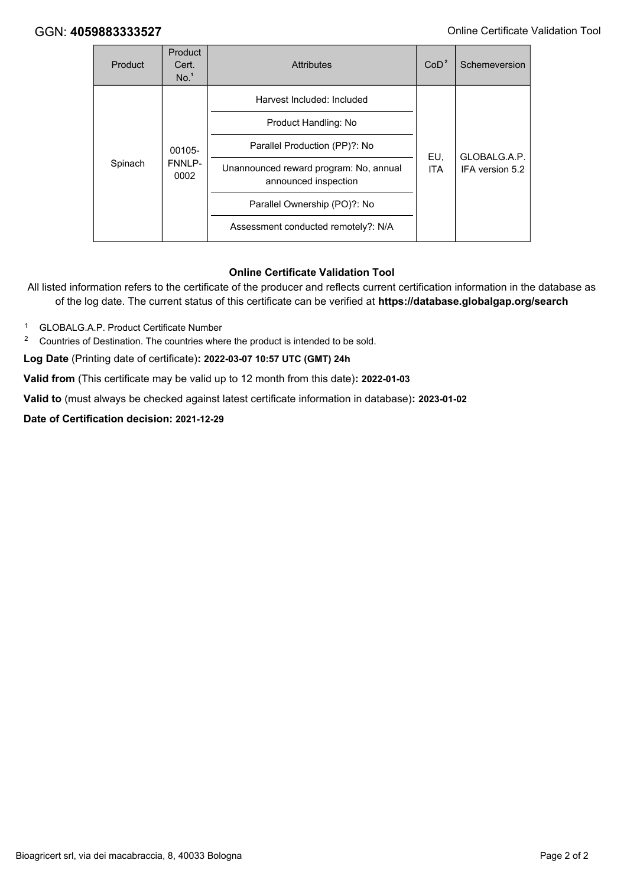GGN: **4059883333527**

| Product | Product Cert. No.[1] | Attributes | CoD[2] | Schemeversion |
| --- | --- | --- | --- | --- |
| Spinach | 00105-FNNLP-0002 | Harvest Included: Included<br>Product Handling: No<br>Parallel Production (PP)?: No<br>Unannounced reward program: No, annual announced inspection<br>Parallel Ownership (PO)?: No<br>Assessment conducted remotely?: N/A | EU, ITA | GLOBALG.A.P. IFA version 5.2 |

**Online Certificate Validation Tool**

All listed information refers to the certificate of the producer and reflects current certification information in the database as of the log date. The current status of this certificate can be verified at **https://database.globalgap.org/search**

[1] GLOBALG.A.P. Product Certificate Number

[2] Countries of Destination. The countries where the product is intended to be sold.

**Log Date** (Printing date of certificate)**: 2022-03-07 10:57 UTC (GMT) 24h**

**Valid from** (This certificate may be valid up to 12 month from this date)**: 2022-01-03**

**Valid to** (must always be checked against latest certificate information in database)**: 2023-01-02**

**Date of Certification decision: 2021-12-29**

Bioagricert srl, via dei macabraccia, 8, 40033 Bologna